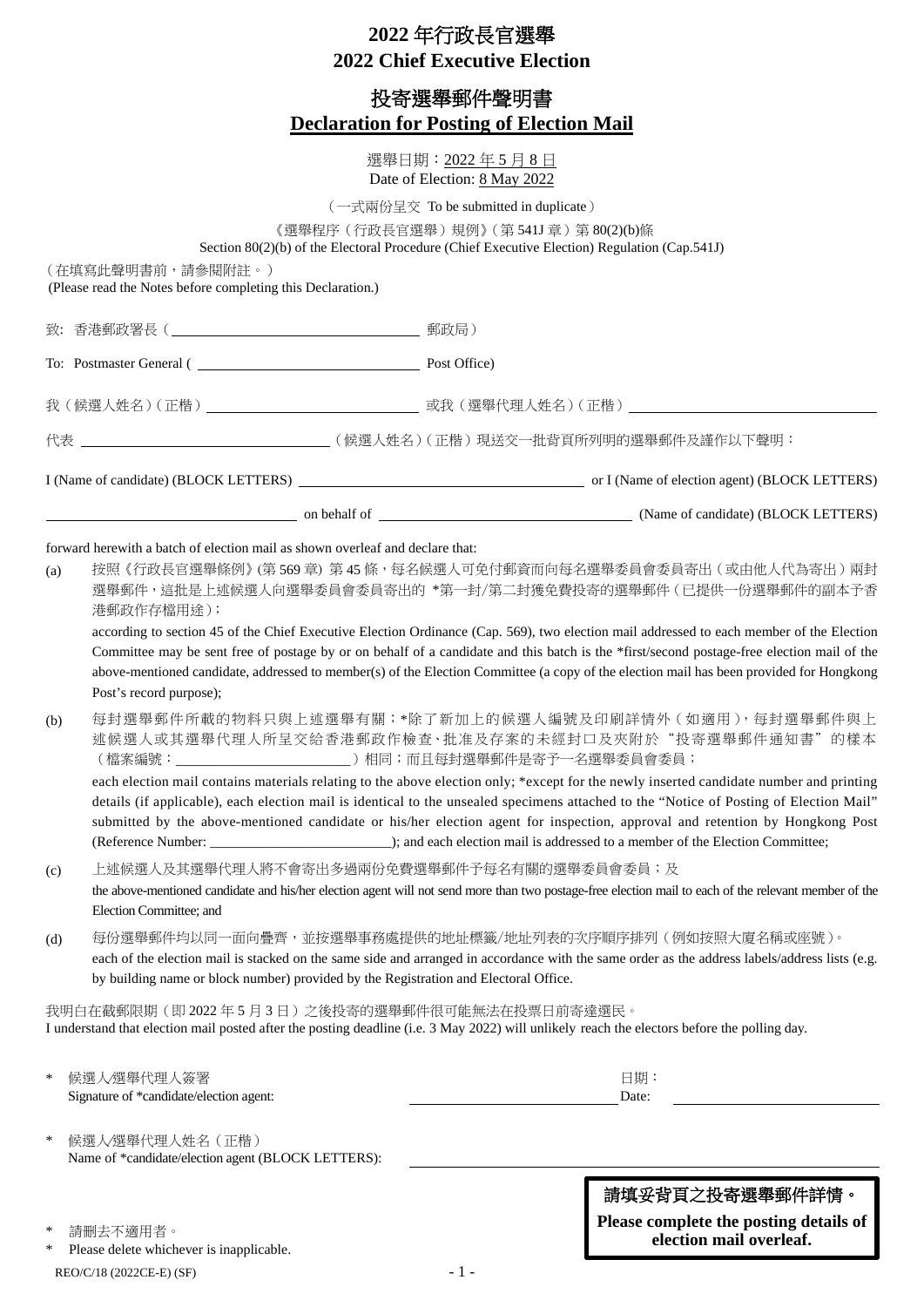# 2022 年行政長官選舉
# 2022 Chief Executive Election

## 投寄選舉郵件聲明書
## **Declaration for Posting of Election Mail**

選舉日期：2022 年 5 月 8 日
Date of Election: 8 May 2022

（一式兩份呈交 To be submitted in duplicate）

《選舉程序（行政長官選舉）規例》（第 541J 章）第 80(2)(b)條
Section 80(2)(b) of the Electoral Procedure (Chief Executive Election) Regulation (Cap.541J)

（在填寫此聲明書前，請參閱附註。）
(Please read the Notes before completing this Declaration.)

致: 香港郵政署長（\_\_\_\_\_\_\_\_\_\_\_\_\_\_\_\_\_\_\_\_\_\_\_\_\_\_\_\_\_\_ 郵政局）

To: Postmaster General ( \_\_\_\_\_\_\_\_\_\_\_\_\_\_\_\_\_\_\_\_\_\_\_\_\_\_\_\_\_\_ Post Office)

我（候選人姓名）(正楷) \_\_\_\_\_\_\_\_\_\_\_\_\_\_\_\_\_\_\_\_\_\_\_\_\_\_ 或我（選舉代理人姓名）(正楷) \_\_\_\_\_\_\_\_\_\_\_\_\_\_\_\_\_\_\_\_\_\_\_\_\_\_

代表 \_\_\_\_\_\_\_\_\_\_\_\_\_\_\_\_\_\_\_\_\_\_\_\_\_\_\_\_\_\_（候選人姓名）(正楷) 現送交一批背頁所列明的選舉郵件及謹作以下聲明：

I (Name of candidate) (BLOCK LETTERS) \_\_\_\_\_\_\_\_\_\_\_\_\_\_\_\_\_\_\_\_\_\_\_\_\_\_\_\_\_\_ or I (Name of election agent) (BLOCK LETTERS)

\_\_\_\_\_\_\_\_\_\_\_\_\_\_\_\_\_\_\_\_\_\_\_\_\_\_\_\_\_\_ on behalf of \_\_\_\_\_\_\_\_\_\_\_\_\_\_\_\_\_\_\_\_\_\_\_\_\_\_\_\_\_\_ (Name of candidate) (BLOCK LETTERS)

forward herewith a batch of election mail as shown overleaf and declare that:

(a) 按照《行政長官選舉條例》(第 569 章) 第 45 條，每名候選人可免付郵資而向每名選舉委員會委員寄出（或由他人代為寄出）兩封選舉郵件，這批是上述候選人向選舉委員會委員寄出的 *第一封/第二封獲免費投寄的選舉郵件（已提供一份選舉郵件的副本予香港郵政作存檔用途）；
according to section 45 of the Chief Executive Election Ordinance (Cap. 569), two election mail addressed to each member of the Election Committee may be sent free of postage by or on behalf of a candidate and this batch is the *first/second postage-free election mail of the above-mentioned candidate, addressed to member(s) of the Election Committee (a copy of the election mail has been provided for Hongkong Post's record purpose);

(b) 每封選舉郵件所載的物料只與上述選舉有關；*除了新加上的候選人編號及印刷詳情外（如適用），每封選舉郵件與上述候選人或其選舉代理人所呈交給香港郵政作檢查、批准及存案的未經封口及夾附於"投寄選舉郵件通知書"的樣本（檔案編號：\_\_\_\_\_\_\_\_\_\_\_\_\_\_\_\_\_\_\_\_\_\_\_\_）相同；而且每封選舉郵件是寄予一名選舉委員會委員；
each election mail contains materials relating to the above election only; *except for the newly inserted candidate number and printing details (if applicable), each election mail is identical to the unsealed specimens attached to the "Notice of Posting of Election Mail" submitted by the above-mentioned candidate or his/her election agent for inspection, approval and retention by Hongkong Post (Reference Number: \_\_\_\_\_\_\_\_\_\_\_\_\_\_\_\_\_\_\_\_\_\_\_\_); and each election mail is addressed to a member of the Election Committee;

(c) 上述候選人及其選舉代理人將不會寄出多過兩份免費選舉郵件予每名有關的選舉委員會委員；及
the above-mentioned candidate and his/her election agent will not send more than two postage-free election mail to each of the relevant member of the Election Committee; and

(d) 每份選舉郵件均以同一面向疊齊，並按選舉事務處提供的地址標籤/地址列表的次序順序排列（例如按照大廈名稱或座號）。
each of the election mail is stacked on the same side and arranged in accordance with the same order as the address labels/address lists (e.g. by building name or block number) provided by the Registration and Electoral Office.

我明白在截郵限期（即 2022 年 5 月 3 日）之後投寄的選舉郵件很可能無法在投票日前寄達選民。
I understand that election mail posted after the posting deadline (i.e. 3 May 2022) will unlikely reach the electors before the polling day.

\* 候選人/選舉代理人簽署
Signature of \*candidate/election agent: \_\_\_\_\_\_\_\_\_\_\_\_\_\_\_\_\_\_\_\_\_\_\_\_ 日期：Date: \_\_\_\_\_\_\_\_\_\_\_\_\_\_\_\_\_\_\_\_\_\_\_\_

\* 候選人/選舉代理人姓名（正楷）
Name of \*candidate/election agent (BLOCK LETTERS): \_\_\_\_\_\_\_\_\_\_\_\_\_\_\_\_\_\_\_\_\_\_\_\_\_\_\_\_\_\_

**請填妥背頁之投寄選舉郵件詳情。**
**Please complete the posting details of election mail overleaf.**

\* 請刪去不適用者。
\* Please delete whichever is inapplicable.

REO/C/18 (2022CE-E) (SF)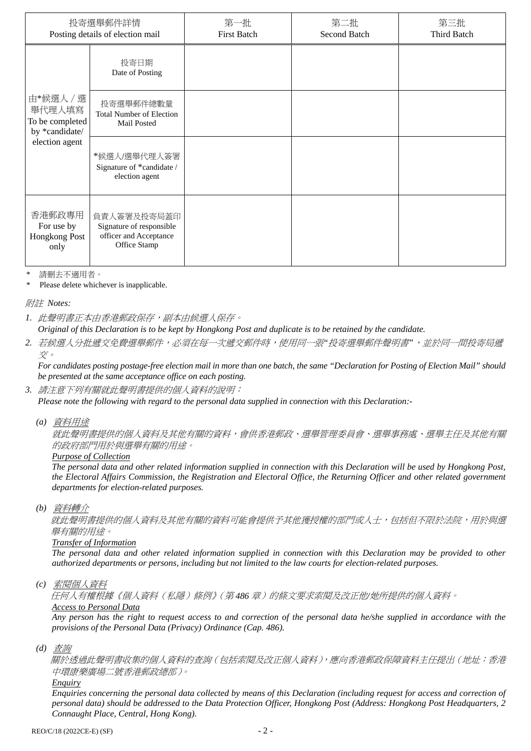| 投寄選舉郵件詳情<br>Posting details of election mail | | 第一批<br>First Batch | 第二批<br>Second Batch | 第三批<br>Third Batch |
|---|---|---|---|---|
| 由*候選人／選舉代理人填寫<br>To be completed by *candidate/ election agent | 投寄日期<br>Date of Posting | | | |
| | 投寄選舉郵件總數量<br>Total Number of Election Mail Posted | | | |
| | *候選人/選舉代理人簽署<br>Signature of *candidate / election agent | | | |
| 香港郵政專用<br>For use by Hongkong Post only | 負責人簽署及投寄局蓋印<br>Signature of responsible officer and Acceptance Office Stamp | | | |

\* 請刪去不適用者。

\* Please delete whichever is inapplicable.

*附註 Notes:*

1. *此聲明書正本由香港郵政保存，副本由候選人保存。*
   ***Original of this Declaration is to be kept by Hongkong Post and duplicate is to be retained by the candidate.***
2. *若候選人分批遞交免費選舉郵件，必須在每一次遞交郵件時，使用同一張"投寄選舉郵件聲明書"，並於同一間投寄局遞交。*
   ***For candidates posting postage-free election mail in more than one batch, the same "Declaration for Posting of Election Mail" should be presented at the same acceptance office on each posting.***
3. *請注意下列有關就此聲明書提供的個人資料的說明：*
   ***Please note the following with regard to the personal data supplied in connection with this Declaration:-***

   (a) *資料用途*
   *就此聲明書提供的個人資料及其他有關的資料，會供香港郵政、選舉管理委員會、選舉事務處、選舉主任及其他有關的政府部門用於與選舉有關的用途。*
   ***Purpose of Collection***
   ***The personal data and other related information supplied in connection with this Declaration will be used by Hongkong Post, the Electoral Affairs Commission, the Registration and Electoral Office, the Returning Officer and other related government departments for election-related purposes.***

   (b) *資料轉介*
   *就此聲明書提供的個人資料及其他有關的資料可能會提供予其他獲授權的部門或人士，包括但不限於法院，用於與選舉有關的用途。*
   ***Transfer of Information***
   ***The personal data and other related information supplied in connection with this Declaration may be provided to other authorized departments or persons, including but not limited to the law courts for election-related purposes.***

   (c) *索閱個人資料*
   *任何人有權根據《個人資料（私隱）條例》（第486章）的條文要求索閱及改正他/她所提供的個人資料。*
   ***Access to Personal Data***
   ***Any person has the right to request access to and correction of the personal data he/she supplied in accordance with the provisions of the Personal Data (Privacy) Ordinance (Cap. 486).***

   (d) *查詢*
   *關於透過此聲明書收集的個人資料的查詢（包括索閱及改正個人資料），應向香港郵政保障資料主任提出（地址：香港中環康樂廣場二號香港郵政總部）。*
   ***Enquiry***
   ***Enquiries concerning the personal data collected by means of this Declaration (including request for access and correction of personal data) should be addressed to the Data Protection Officer, Hongkong Post (Address: Hongkong Post Headquarters, 2 Connaught Place, Central, Hong Kong).***

REO/C/18 (2022CE-E) (SF)